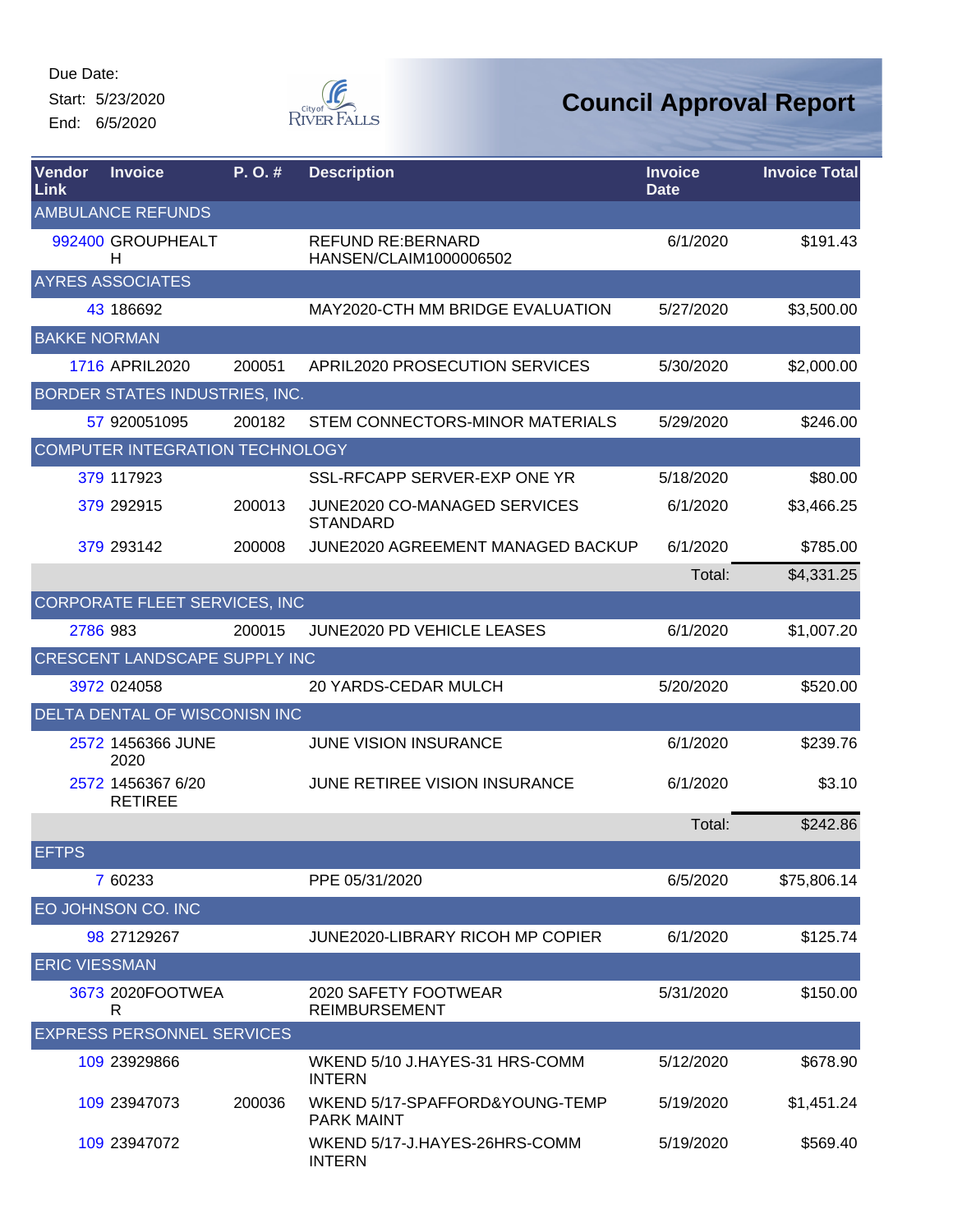Due Date:
Start: 5/23/2020
End: 6/5/2020

# Council Approval Report

| Vendor Link | Invoice | P. O. # | Description | Invoice Date | Invoice Total |
|---|---|---|---|---|---|
| AMBULANCE REFUNDS | | | | | |
| 992400 | GROUPHEALTH | | REFUND RE:BERNARD HANSEN/CLAIM1000006502 | 6/1/2020 | $191.43 |
| AYRES ASSOCIATES | | | | | |
| 43 | 186692 | | MAY2020-CTH MM BRIDGE EVALUATION | 5/27/2020 | $3,500.00 |
| BAKKE NORMAN | | | | | |
| 1716 | APRIL2020 | 200051 | APRIL2020 PROSECUTION SERVICES | 5/30/2020 | $2,000.00 |
| BORDER STATES INDUSTRIES, INC. | | | | | |
| 57 | 920051095 | 200182 | STEM CONNECTORS-MINOR MATERIALS | 5/29/2020 | $246.00 |
| COMPUTER INTEGRATION TECHNOLOGY | | | | | |
| 379 | 117923 | | SSL-RFCAPP SERVER-EXP ONE YR | 5/18/2020 | $80.00 |
| 379 | 292915 | 200013 | JUNE2020 CO-MANAGED SERVICES STANDARD | 6/1/2020 | $3,466.25 |
| 379 | 293142 | 200008 | JUNE2020 AGREEMENT MANAGED BACKUP | 6/1/2020 | $785.00 |
| | | | | Total: | $4,331.25 |
| CORPORATE FLEET SERVICES, INC | | | | | |
| 2786 | 983 | 200015 | JUNE2020 PD VEHICLE LEASES | 6/1/2020 | $1,007.20 |
| CRESCENT LANDSCAPE SUPPLY INC | | | | | |
| 3972 | 024058 | | 20 YARDS-CEDAR MULCH | 5/20/2020 | $520.00 |
| DELTA DENTAL OF WISCONISN INC | | | | | |
| 2572 | 1456366 JUNE 2020 | | JUNE VISION INSURANCE | 6/1/2020 | $239.76 |
| 2572 | 1456367 6/20 RETIREE | | JUNE RETIREE VISION INSURANCE | 6/1/2020 | $3.10 |
| | | | | Total: | $242.86 |
| EFTPS | | | | | |
| 7 | 60233 | | PPE 05/31/2020 | 6/5/2020 | $75,806.14 |
| EO JOHNSON CO. INC | | | | | |
| 98 | 27129267 | | JUNE2020-LIBRARY RICOH MP COPIER | 6/1/2020 | $125.74 |
| ERIC VIESSMAN | | | | | |
| 3673 | 2020FOOTWEAR | | 2020 SAFETY FOOTWEAR REIMBURSEMENT | 5/31/2020 | $150.00 |
| EXPRESS PERSONNEL SERVICES | | | | | |
| 109 | 23929866 | | WKEND 5/10 J.HAYES-31 HRS-COMM INTERN | 5/12/2020 | $678.90 |
| 109 | 23947073 | 200036 | WKEND 5/17-SPAFFORD&YOUNG-TEMP PARK MAINT | 5/19/2020 | $1,451.24 |
| 109 | 23947072 | | WKEND 5/17-J.HAYES-26HRS-COMM INTERN | 5/19/2020 | $569.40 |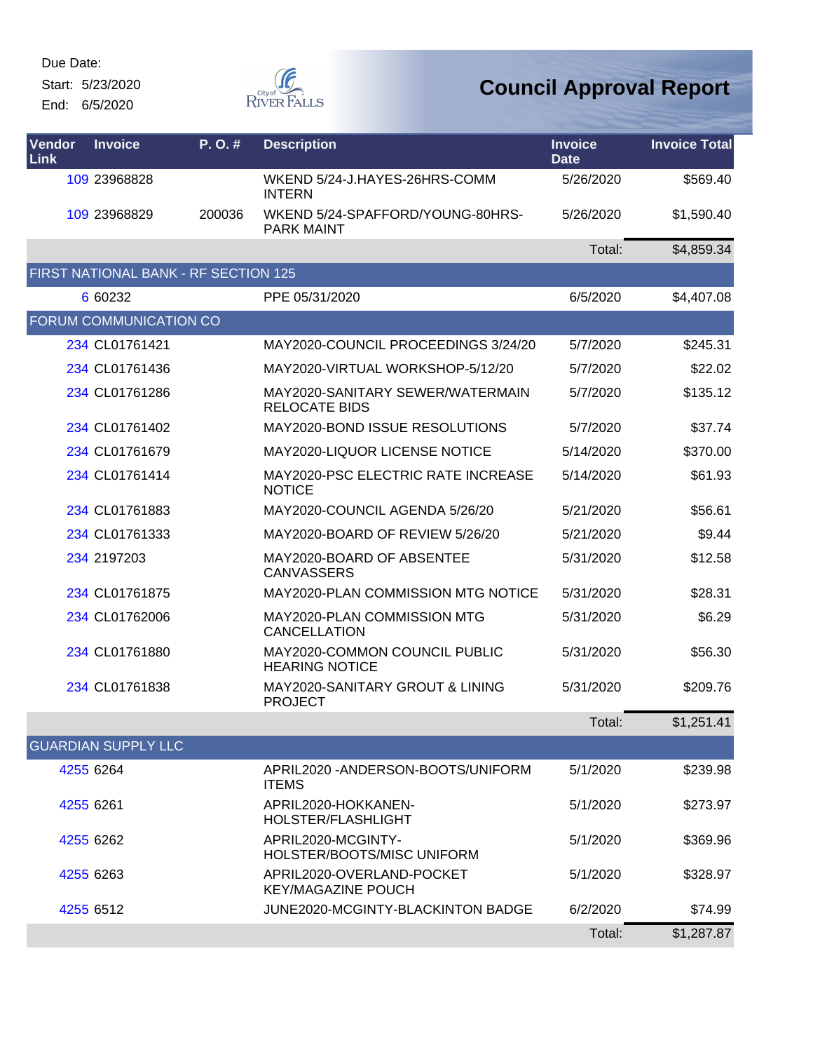Due Date:
Start: 5/23/2020
End: 6/5/2020

# Council Approval Report

| Vendor Link | Invoice | P. O. # | Description | Invoice Date | Invoice Total |
|---|---|---|---|---|---|
| 109 | 23968828 | | WKEND 5/24-J.HAYES-26HRS-COMM INTERN | 5/26/2020 | $569.40 |
| 109 | 23968829 | 200036 | WKEND 5/24-SPAFFORD/YOUNG-80HRS-PARK MAINT | 5/26/2020 | $1,590.40 |
| | | | | Total: | $4,859.34 |
| FIRST NATIONAL BANK - RF SECTION 125 | | | | | |
| 6 | 60232 | | PPE 05/31/2020 | 6/5/2020 | $4,407.08 |
| FORUM COMMUNICATION CO | | | | | |
| 234 | CL01761421 | | MAY2020-COUNCIL PROCEEDINGS 3/24/20 | 5/7/2020 | $245.31 |
| 234 | CL01761436 | | MAY2020-VIRTUAL WORKSHOP-5/12/20 | 5/7/2020 | $22.02 |
| 234 | CL01761286 | | MAY2020-SANITARY SEWER/WATERMAIN RELOCATE BIDS | 5/7/2020 | $135.12 |
| 234 | CL01761402 | | MAY2020-BOND ISSUE RESOLUTIONS | 5/7/2020 | $37.74 |
| 234 | CL01761679 | | MAY2020-LIQUOR LICENSE NOTICE | 5/14/2020 | $370.00 |
| 234 | CL01761414 | | MAY2020-PSC ELECTRIC RATE INCREASE NOTICE | 5/14/2020 | $61.93 |
| 234 | CL01761883 | | MAY2020-COUNCIL AGENDA 5/26/20 | 5/21/2020 | $56.61 |
| 234 | CL01761333 | | MAY2020-BOARD OF REVIEW 5/26/20 | 5/21/2020 | $9.44 |
| 234 | 2197203 | | MAY2020-BOARD OF ABSENTEE CANVASSERS | 5/31/2020 | $12.58 |
| 234 | CL01761875 | | MAY2020-PLAN COMMISSION MTG NOTICE | 5/31/2020 | $28.31 |
| 234 | CL01762006 | | MAY2020-PLAN COMMISSION MTG CANCELLATION | 5/31/2020 | $6.29 |
| 234 | CL01761880 | | MAY2020-COMMON COUNCIL PUBLIC HEARING NOTICE | 5/31/2020 | $56.30 |
| 234 | CL01761838 | | MAY2020-SANITARY GROUT & LINING PROJECT | 5/31/2020 | $209.76 |
| | | | | Total: | $1,251.41 |
| GUARDIAN SUPPLY LLC | | | | | |
| 4255 | 6264 | | APRIL2020 -ANDERSON-BOOTS/UNIFORM ITEMS | 5/1/2020 | $239.98 |
| 4255 | 6261 | | APRIL2020-HOKKANEN-HOLSTER/FLASHLIGHT | 5/1/2020 | $273.97 |
| 4255 | 6262 | | APRIL2020-MCGINTY-HOLSTER/BOOTS/MISC UNIFORM | 5/1/2020 | $369.96 |
| 4255 | 6263 | | APRIL2020-OVERLAND-POCKET KEY/MAGAZINE POUCH | 5/1/2020 | $328.97 |
| 4255 | 6512 | | JUNE2020-MCGINTY-BLACKINTON BADGE | 6/2/2020 | $74.99 |
| | | | | Total: | $1,287.87 |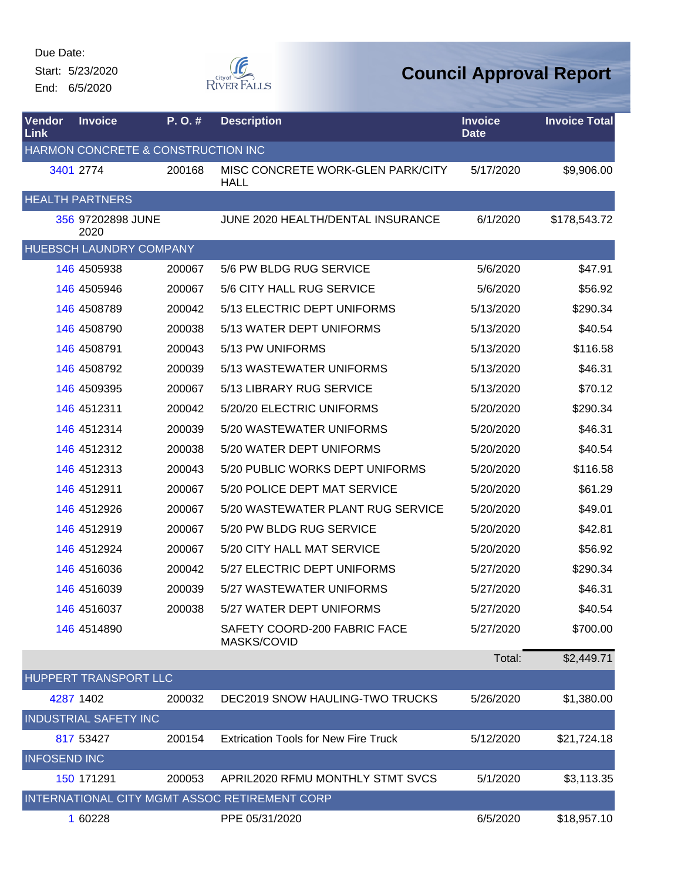Due Date:

Start: 5/23/2020

End: 6/5/2020

# Council Approval Report

| Vendor Link | Invoice | P. O. # | Description | Invoice Date | Invoice Total |
|---|---|---|---|---|---|
| HARMON CONCRETE & CONSTRUCTION INC | | | | | |
| 3401 | 2774 | 200168 | MISC CONCRETE WORK-GLEN PARK/CITY HALL | 5/17/2020 | $9,906.00 |
| HEALTH PARTNERS | | | | | |
| 356 | 97202898 JUNE 2020 | | JUNE 2020 HEALTH/DENTAL INSURANCE | 6/1/2020 | $178,543.72 |
| HUEBSCH LAUNDRY COMPANY | | | | | |
| 146 | 4505938 | 200067 | 5/6 PW BLDG RUG SERVICE | 5/6/2020 | $47.91 |
| 146 | 4505946 | 200067 | 5/6 CITY HALL RUG SERVICE | 5/6/2020 | $56.92 |
| 146 | 4508789 | 200042 | 5/13 ELECTRIC DEPT UNIFORMS | 5/13/2020 | $290.34 |
| 146 | 4508790 | 200038 | 5/13 WATER DEPT UNIFORMS | 5/13/2020 | $40.54 |
| 146 | 4508791 | 200043 | 5/13 PW UNIFORMS | 5/13/2020 | $116.58 |
| 146 | 4508792 | 200039 | 5/13 WASTEWATER UNIFORMS | 5/13/2020 | $46.31 |
| 146 | 4509395 | 200067 | 5/13 LIBRARY RUG SERVICE | 5/13/2020 | $70.12 |
| 146 | 4512311 | 200042 | 5/20/20 ELECTRIC UNIFORMS | 5/20/2020 | $290.34 |
| 146 | 4512314 | 200039 | 5/20 WASTEWATER UNIFORMS | 5/20/2020 | $46.31 |
| 146 | 4512312 | 200038 | 5/20 WATER DEPT UNIFORMS | 5/20/2020 | $40.54 |
| 146 | 4512313 | 200043 | 5/20 PUBLIC WORKS DEPT UNIFORMS | 5/20/2020 | $116.58 |
| 146 | 4512911 | 200067 | 5/20 POLICE DEPT MAT SERVICE | 5/20/2020 | $61.29 |
| 146 | 4512926 | 200067 | 5/20 WASTEWATER PLANT RUG SERVICE | 5/20/2020 | $49.01 |
| 146 | 4512919 | 200067 | 5/20 PW BLDG RUG SERVICE | 5/20/2020 | $42.81 |
| 146 | 4512924 | 200067 | 5/20 CITY HALL MAT SERVICE | 5/20/2020 | $56.92 |
| 146 | 4516036 | 200042 | 5/27 ELECTRIC DEPT UNIFORMS | 5/27/2020 | $290.34 |
| 146 | 4516039 | 200039 | 5/27 WASTEWATER UNIFORMS | 5/27/2020 | $46.31 |
| 146 | 4516037 | 200038 | 5/27 WATER DEPT UNIFORMS | 5/27/2020 | $40.54 |
| 146 | 4514890 | | SAFETY COORD-200 FABRIC FACE MASKS/COVID | 5/27/2020 | $700.00 |
| | | | | Total: | $2,449.71 |
| HUPPERT TRANSPORT LLC | | | | | |
| 4287 | 1402 | 200032 | DEC2019 SNOW HAULING-TWO TRUCKS | 5/26/2020 | $1,380.00 |
| INDUSTRIAL SAFETY INC | | | | | |
| 817 | 53427 | 200154 | Extrication Tools for New Fire Truck | 5/12/2020 | $21,724.18 |
| INFOSEND INC | | | | | |
| 150 | 171291 | 200053 | APRIL2020 RFMU MONTHLY STMT SVCS | 5/1/2020 | $3,113.35 |
| INTERNATIONAL CITY MGMT ASSOC RETIREMENT CORP | | | | | |
| 1 | 60228 | | PPE 05/31/2020 | 6/5/2020 | $18,957.10 |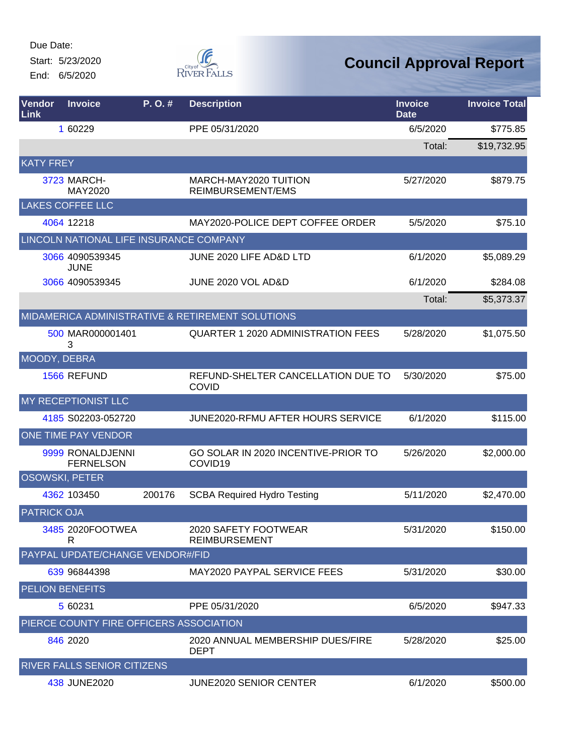Due Date:
Start: 5/23/2020
End: 6/5/2020

# Council Approval Report

| Vendor Link | Invoice | P. O. # | Description | Invoice Date | Invoice Total |
|---|---|---|---|---|---|
| 1 | 60229 | | PPE 05/31/2020 | 6/5/2020 | $775.85 |
| | | | | Total: | $19,732.95 |
| KATY FREY | | | | | |
| 3723 | MARCH-MAY2020 | | MARCH-MAY2020 TUITION REIMBURSEMENT/EMS | 5/27/2020 | $879.75 |
| LAKES COFFEE LLC | | | | | |
| 4064 | 12218 | | MAY2020-POLICE DEPT COFFEE ORDER | 5/5/2020 | $75.10 |
| LINCOLN NATIONAL LIFE INSURANCE COMPANY | | | | | |
| 3066 | 4090539345 JUNE | | JUNE 2020 LIFE AD&D LTD | 6/1/2020 | $5,089.29 |
| 3066 | 4090539345 | | JUNE 2020 VOL AD&D | 6/1/2020 | $284.08 |
| | | | | Total: | $5,373.37 |
| MIDAMERICA ADMINISTRATIVE & RETIREMENT SOLUTIONS | | | | | |
| 500 | MAR0000014013 | | QUARTER 1 2020 ADMINISTRATION FEES | 5/28/2020 | $1,075.50 |
| MOODY, DEBRA | | | | | |
| 1566 | REFUND | | REFUND-SHELTER CANCELLATION DUE TO COVID | 5/30/2020 | $75.00 |
| MY RECEPTIONIST LLC | | | | | |
| 4185 | S02203-052720 | | JUNE2020-RFMU AFTER HOURS SERVICE | 6/1/2020 | $115.00 |
| ONE TIME PAY VENDOR | | | | | |
| 9999 | RONALDJENNI FERNELSON | | GO SOLAR IN 2020 INCENTIVE-PRIOR TO COVID19 | 5/26/2020 | $2,000.00 |
| OSOWSKI, PETER | | | | | |
| 4362 | 103450 | 200176 | SCBA Required Hydro Testing | 5/11/2020 | $2,470.00 |
| PATRICK OJA | | | | | |
| 3485 | 2020FOOTWEAR | | 2020 SAFETY FOOTWEAR REIMBURSEMENT | 5/31/2020 | $150.00 |
| PAYPAL UPDATE/CHANGE VENDOR#/FID | | | | | |
| 639 | 96844398 | | MAY2020 PAYPAL SERVICE FEES | 5/31/2020 | $30.00 |
| PELION BENEFITS | | | | | |
| 5 | 60231 | | PPE 05/31/2020 | 6/5/2020 | $947.33 |
| PIERCE COUNTY FIRE OFFICERS ASSOCIATION | | | | | |
| 846 | 2020 | | 2020 ANNUAL MEMBERSHIP DUES/FIRE DEPT | 5/28/2020 | $25.00 |
| RIVER FALLS SENIOR CITIZENS | | | | | |
| 438 | JUNE2020 | | JUNE2020 SENIOR CENTER | 6/1/2020 | $500.00 |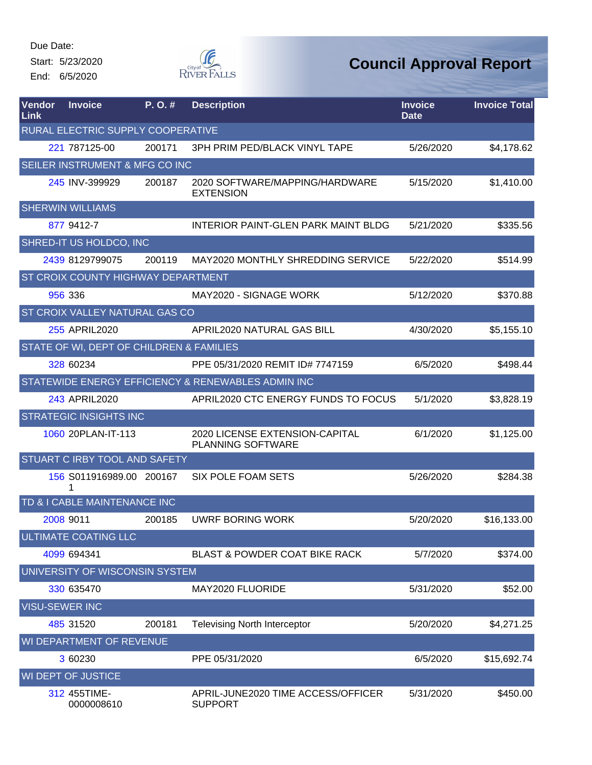Due Date:

Start: 5/23/2020

End: 6/5/2020

# Council Approval Report

| Vendor Link | Invoice | P. O. # | Description | Invoice Date | Invoice Total |
|---|---|---|---|---|---|
| RURAL ELECTRIC SUPPLY COOPERATIVE | | | | | |
| 221 | 787125-00 | 200171 | 3PH PRIM PED/BLACK VINYL TAPE | 5/26/2020 | $4,178.62 |
| SEILER INSTRUMENT & MFG CO INC | | | | | |
| 245 | INV-399929 | 200187 | 2020 SOFTWARE/MAPPING/HARDWARE EXTENSION | 5/15/2020 | $1,410.00 |
| SHERWIN WILLIAMS | | | | | |
| 877 | 9412-7 | | INTERIOR PAINT-GLEN PARK MAINT BLDG | 5/21/2020 | $335.56 |
| SHRED-IT US HOLDCO, INC | | | | | |
| 2439 | 8129799075 | 200119 | MAY2020 MONTHLY SHREDDING SERVICE | 5/22/2020 | $514.99 |
| ST CROIX COUNTY HIGHWAY DEPARTMENT | | | | | |
| 956 | 336 | | MAY2020 - SIGNAGE WORK | 5/12/2020 | $370.88 |
| ST CROIX VALLEY NATURAL GAS CO | | | | | |
| 255 | APRIL2020 | | APRIL2020 NATURAL GAS BILL | 4/30/2020 | $5,155.10 |
| STATE OF WI, DEPT OF CHILDREN & FAMILIES | | | | | |
| 328 | 60234 | | PPE 05/31/2020 REMIT ID# 7747159 | 6/5/2020 | $498.44 |
| STATEWIDE ENERGY EFFICIENCY & RENEWABLES ADMIN INC | | | | | |
| 243 | APRIL2020 | | APRIL2020 CTC ENERGY FUNDS TO FOCUS | 5/1/2020 | $3,828.19 |
| STRATEGIC INSIGHTS INC | | | | | |
| 1060 | 20PLAN-IT-113 | | 2020 LICENSE EXTENSION-CAPITAL PLANNING SOFTWARE | 6/1/2020 | $1,125.00 |
| STUART C IRBY TOOL AND SAFETY | | | | | |
| 156 | S011916989.001 | 200167 | SIX POLE FOAM SETS | 5/26/2020 | $284.38 |
| TD & I CABLE MAINTENANCE INC | | | | | |
| 2008 | 9011 | 200185 | UWRF BORING WORK | 5/20/2020 | $16,133.00 |
| ULTIMATE COATING LLC | | | | | |
| 4099 | 694341 | | BLAST & POWDER COAT BIKE RACK | 5/7/2020 | $374.00 |
| UNIVERSITY OF WISCONSIN SYSTEM | | | | | |
| 330 | 635470 | | MAY2020 FLUORIDE | 5/31/2020 | $52.00 |
| VISU-SEWER INC | | | | | |
| 485 | 31520 | 200181 | Televising North Interceptor | 5/20/2020 | $4,271.25 |
| WI DEPARTMENT OF REVENUE | | | | | |
| 3 | 60230 | | PPE 05/31/2020 | 6/5/2020 | $15,692.74 |
| WI DEPT OF JUSTICE | | | | | |
| 312 | 455TIME-0000008610 | | APRIL-JUNE2020 TIME ACCESS/OFFICER SUPPORT | 5/31/2020 | $450.00 |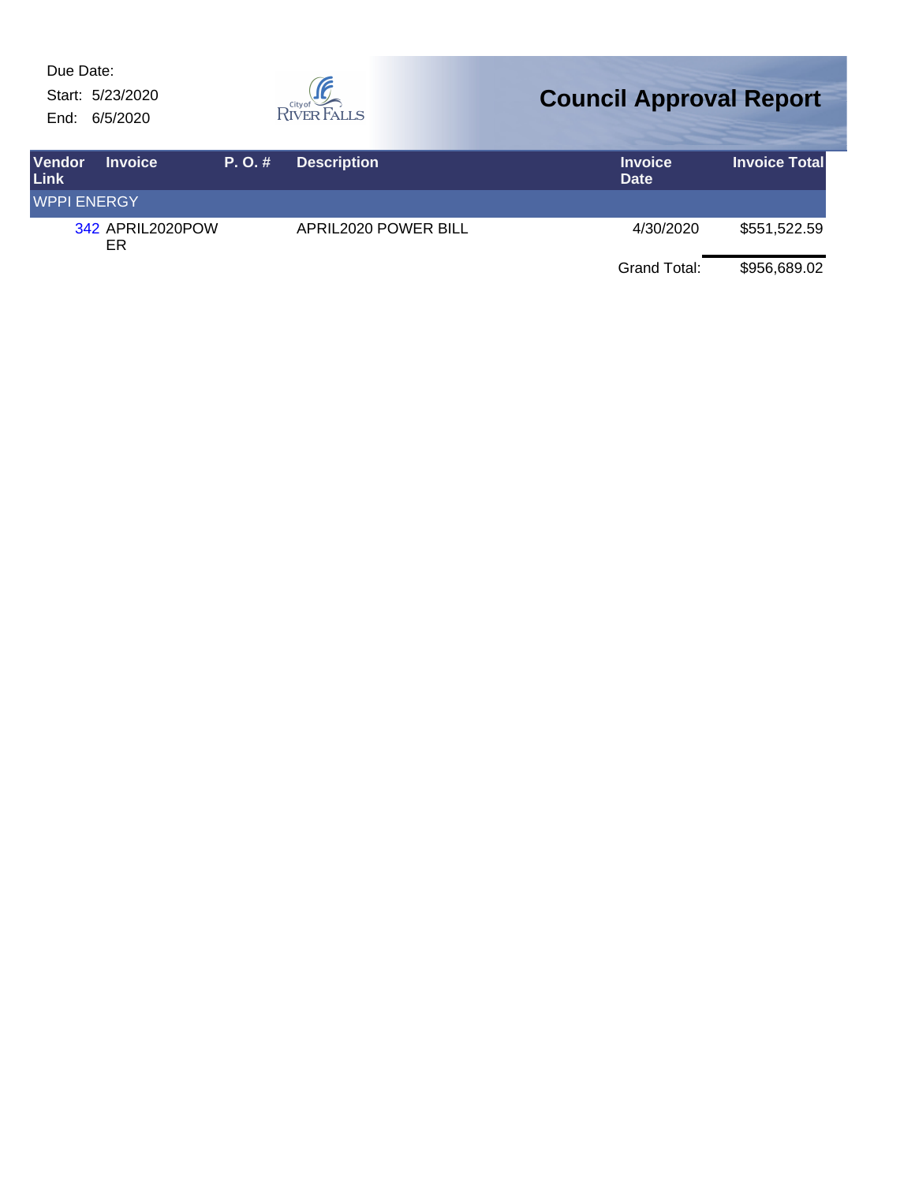Due Date:

Start: 5/23/2020

End: 6/5/2020

City of River Falls

# Council Approval Report

| Vendor Link | Invoice | P. O. # | Description | Invoice Date | Invoice Total |
|---|---|---|---|---|---|
| WPPI ENERGY | | | | | |
| 342 | APRIL2020POWER | | APRIL2020 POWER BILL | 4/30/2020 | $551,522.59 |
| | | | | Grand Total: | $956,689.02 |